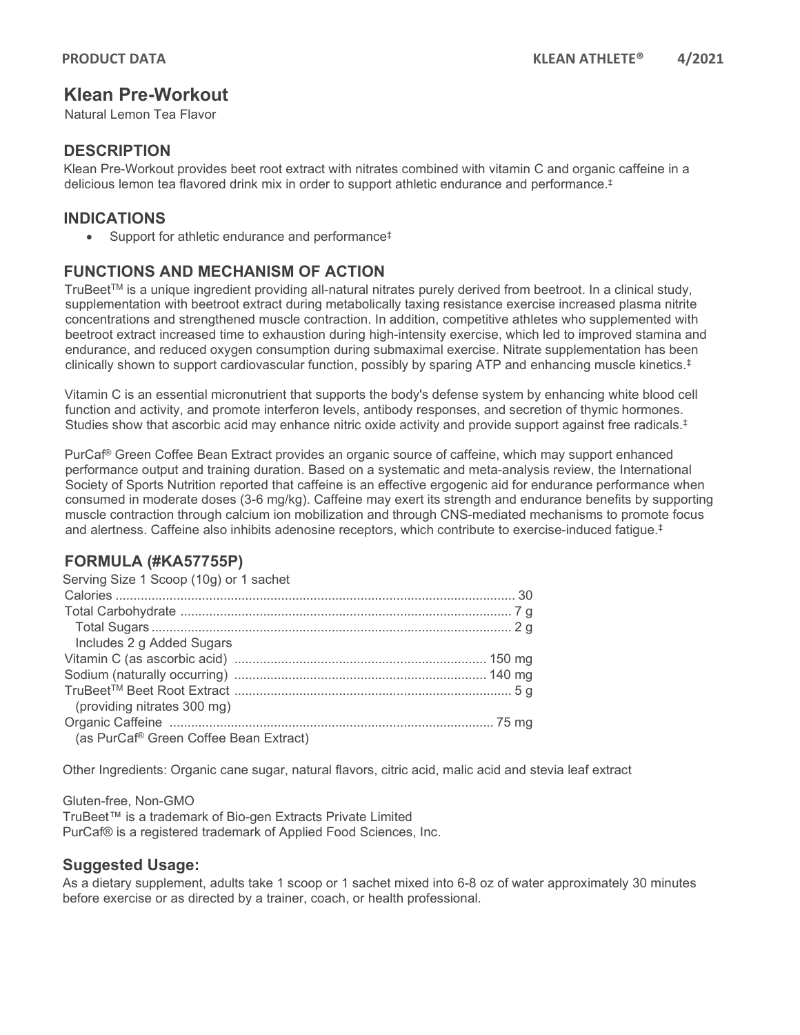# Klean Pre-Workout

Natural Lemon Tea Flavor

## DESCRIPTION

Klean Pre-Workout provides beet root extract with nitrates combined with vitamin C and organic caffeine in a delicious lemon tea flavored drink mix in order to support athletic endurance and performance.‡

## INDICATIONS

- Support for athletic endurance and performance‡

## FUNCTIONS AND MECHANISM OF ACTION

TruBeet™ is a unique ingredient providing all-natural nitrates purely derived from beetroot. In a clinical study, supplementation with beetroot extract during metabolically taxing resistance exercise increased plasma nitrite concentrations and strengthened muscle contraction. In addition, competitive athletes who supplemented with beetroot extract increased time to exhaustion during high-intensity exercise, which led to improved stamina and endurance, and reduced oxygen consumption during submaximal exercise. Nitrate supplementation has been clinically shown to support cardiovascular function, possibly by sparing ATP and enhancing muscle kinetics.‡

Vitamin C is an essential micronutrient that supports the body's defense system by enhancing white blood cell function and activity, and promote interferon levels, antibody responses, and secretion of thymic hormones. Studies show that ascorbic acid may enhance nitric oxide activity and provide support against free radicals.‡

PurCaf® Green Coffee Bean Extract provides an organic source of caffeine, which may support enhanced performance output and training duration. Based on a systematic and meta-analysis review, the International Society of Sports Nutrition reported that caffeine is an effective ergogenic aid for endurance performance when consumed in moderate doses (3-6 mg/kg). Caffeine may exert its strength and endurance benefits by supporting muscle contraction through calcium ion mobilization and through CNS-mediated mechanisms to promote focus and alertness. Caffeine also inhibits adenosine receptors, which contribute to exercise-induced fatigue.‡

## FORMULA (#KA57755P)

Serving Size 1 Scoop (10g) or 1 sachet

| | |
|---|---|
| Calories | 30 |
| Total Carbohydrate | 7 g |
| Total Sugars | 2 g |
| Includes 2 g Added Sugars | |
| Vitamin C (as ascorbic acid) | 150 mg |
| Sodium (naturally occurring) | 140 mg |
| TruBeet™ Beet Root Extract (providing nitrates 300 mg) | 5 g |
| Organic Caffeine (as PurCaf® Green Coffee Bean Extract) | 75 mg |

Other Ingredients: Organic cane sugar, natural flavors, citric acid, malic acid and stevia leaf extract

Gluten-free, Non-GMO

TruBeet™ is a trademark of Bio-gen Extracts Private Limited

PurCaf® is a registered trademark of Applied Food Sciences, Inc.

## Suggested Usage:

As a dietary supplement, adults take 1 scoop or 1 sachet mixed into 6-8 oz of water approximately 30 minutes before exercise or as directed by a trainer, coach, or health professional.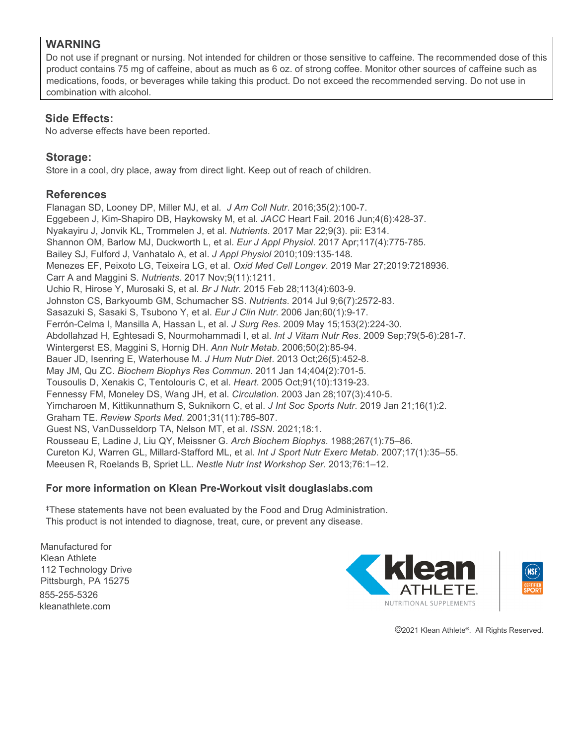## WARNING

Do not use if pregnant or nursing. Not intended for children or those sensitive to caffeine. The recommended dose of this product contains 75 mg of caffeine, about as much as 6 oz. of strong coffee. Monitor other sources of caffeine such as medications, foods, or beverages while taking this product. Do not exceed the recommended serving. Do not use in combination with alcohol.

## Side Effects:

No adverse effects have been reported.

## Storage:

Store in a cool, dry place, away from direct light. Keep out of reach of children.

## References

Flanagan SD, Looney DP, Miller MJ, et al. *J Am Coll Nutr*. 2016;35(2):100-7.
Eggebeen J, Kim-Shapiro DB, Haykowsky M, et al. *JACC* Heart Fail. 2016 Jun;4(6):428-37.
Nyakayiru J, Jonvik KL, Trommelen J, et al. *Nutrients*. 2017 Mar 22;9(3). pii: E314.
Shannon OM, Barlow MJ, Duckworth L, et al. *Eur J Appl Physiol*. 2017 Apr;117(4):775-785.
Bailey SJ, Fulford J, Vanhatalo A, et al. *J Appl Physiol* 2010;109:135-148.
Menezes EF, Peixoto LG, Teixeira LG, et al. *Oxid Med Cell Longev*. 2019 Mar 27;2019:7218936.
Carr A and Maggini S. *Nutrients*. 2017 Nov;9(11):1211.
Uchio R, Hirose Y, Murosaki S, et al. *Br J Nutr.* 2015 Feb 28;113(4):603-9.
Johnston CS, Barkyoumb GM, Schumacher SS. *Nutrients*. 2014 Jul 9;6(7):2572-83.
Sasazuki S, Sasaki S, Tsubono Y, et al. *Eur J Clin Nutr*. 2006 Jan;60(1):9-17.
Ferrón-Celma I, Mansilla A, Hassan L, et al. *J Surg Res*. 2009 May 15;153(2):224-30.
Abdollahzad H, Eghtesadi S, Nourmohammadi I, et al. *Int J Vitam Nutr Res*. 2009 Sep;79(5-6):281-7.
Wintergerst ES, Maggini S, Hornig DH. *Ann Nutr Metab*. 2006;50(2):85-94.
Bauer JD, Isenring E, Waterhouse M. *J Hum Nutr Diet*. 2013 Oct;26(5):452-8.
May JM, Qu ZC. *Biochem Biophys Res Commun*. 2011 Jan 14;404(2):701-5.
Tousoulis D, Xenakis C, Tentolouris C, et al. *Heart*. 2005 Oct;91(10):1319-23.
Fennessy FM, Moneley DS, Wang JH, et al. *Circulation*. 2003 Jan 28;107(3):410-5.
Yimcharoen M, Kittikunnathum S, Suknikorn C, et al. *J Int Soc Sports Nutr*. 2019 Jan 21;16(1):2.
Graham TE. *Review Sports Med*. 2001;31(11):785-807.
Guest NS, VanDusseldorp TA, Nelson MT, et al. *ISSN*. 2021;18:1.
Rousseau E, Ladine J, Liu QY, Meissner G. *Arch Biochem Biophys*. 1988;267(1):75–86.
Cureton KJ, Warren GL, Millard-Stafford ML, et al. *Int J Sport Nutr Exerc Metab*. 2007;17(1):35–55.
Meeusen R, Roelands B, Spriet LL. *Nestle Nutr Inst Workshop Ser*. 2013;76:1–12.

**For more information on Klean Pre-Workout visit douglaslabs.com**

‡These statements have not been evaluated by the Food and Drug Administration.
This product is not intended to diagnose, treat, cure, or prevent any disease.

Manufactured for
Klean Athlete
112 Technology Drive
Pittsburgh, PA 15275
855-255-5326
kleanathlete.com

klean ATHLETE. NUTRITIONAL SUPPLEMENTS

NSF CERTIFIED SPORT

©2021 Klean Athlete®. All Rights Reserved.